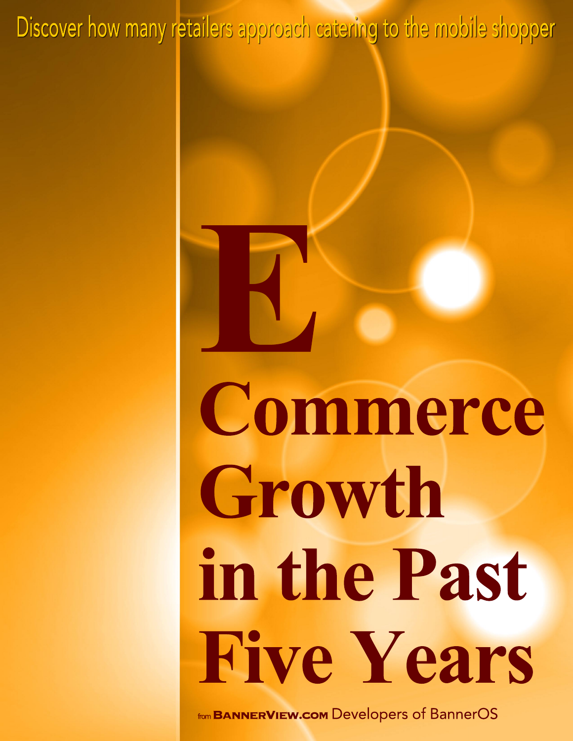Discover how many retailers approach catering to the mobile shopper

# E Commerce Growth in the Past Five Years

from BANNERVIEW.COM Developers of BannerOS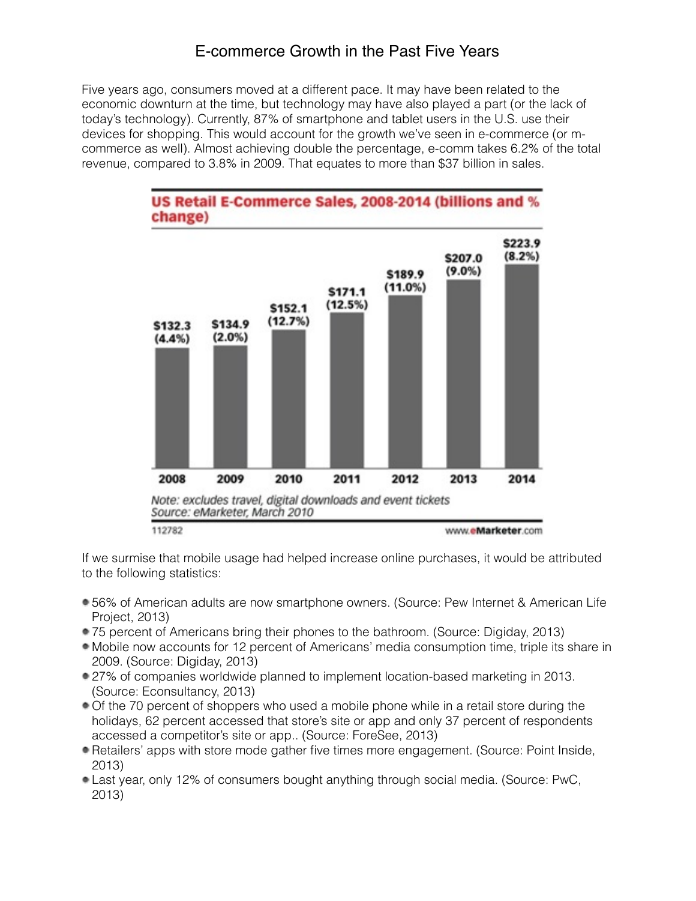# E-commerce Growth in the Past Five Years

Five years ago, consumers moved at a different pace. It may have been related to the economic downturn at the time, but technology may have also played a part (or the lack of today's technology). Currently, 87% of smartphone and tablet users in the U.S. use their devices for shopping. This would account for the growth we've seen in e-commerce (or m-commerce as well). Almost achieving double the percentage, e-comm takes 6.2% of the total revenue, compared to 3.8% in 2009. That equates to more than $37 billion in sales.

**US Retail E-Commerce Sales, 2008-2014 (billions and % change)**

| 2008 | 2009 | 2010 | 2011 | 2012 | 2013 | 2014 |
|---|---|---|---|---|---|---|
| $132.3 (4.4%) | $134.9 (2.0%) | $152.1 (12.7%) | $171.1 (12.5%) | $189.9 (11.0%) | $207.0 (9.0%) | $223.9 (8.2%) |

*Note: excludes travel, digital downloads and event tickets*
*Source: eMarketer, March 2010*

112782 www.eMarketer.com

If we surmise that mobile usage had helped increase online purchases, it would be attributed to the following statistics:

- 56% of American adults are now smartphone owners. (Source: Pew Internet & American Life Project, 2013)
- 75 percent of Americans bring their phones to the bathroom. (Source: Digiday, 2013)
- Mobile now accounts for 12 percent of Americans' media consumption time, triple its share in 2009. (Source: Digiday, 2013)
- 27% of companies worldwide planned to implement location-based marketing in 2013. (Source: Econsultancy, 2013)
- Of the 70 percent of shoppers who used a mobile phone while in a retail store during the holidays, 62 percent accessed that store's site or app and only 37 percent of respondents accessed a competitor's site or app.. (Source: ForeSee, 2013)
- Retailers' apps with store mode gather five times more engagement. (Source: Point Inside, 2013)
- Last year, only 12% of consumers bought anything through social media. (Source: PwC, 2013)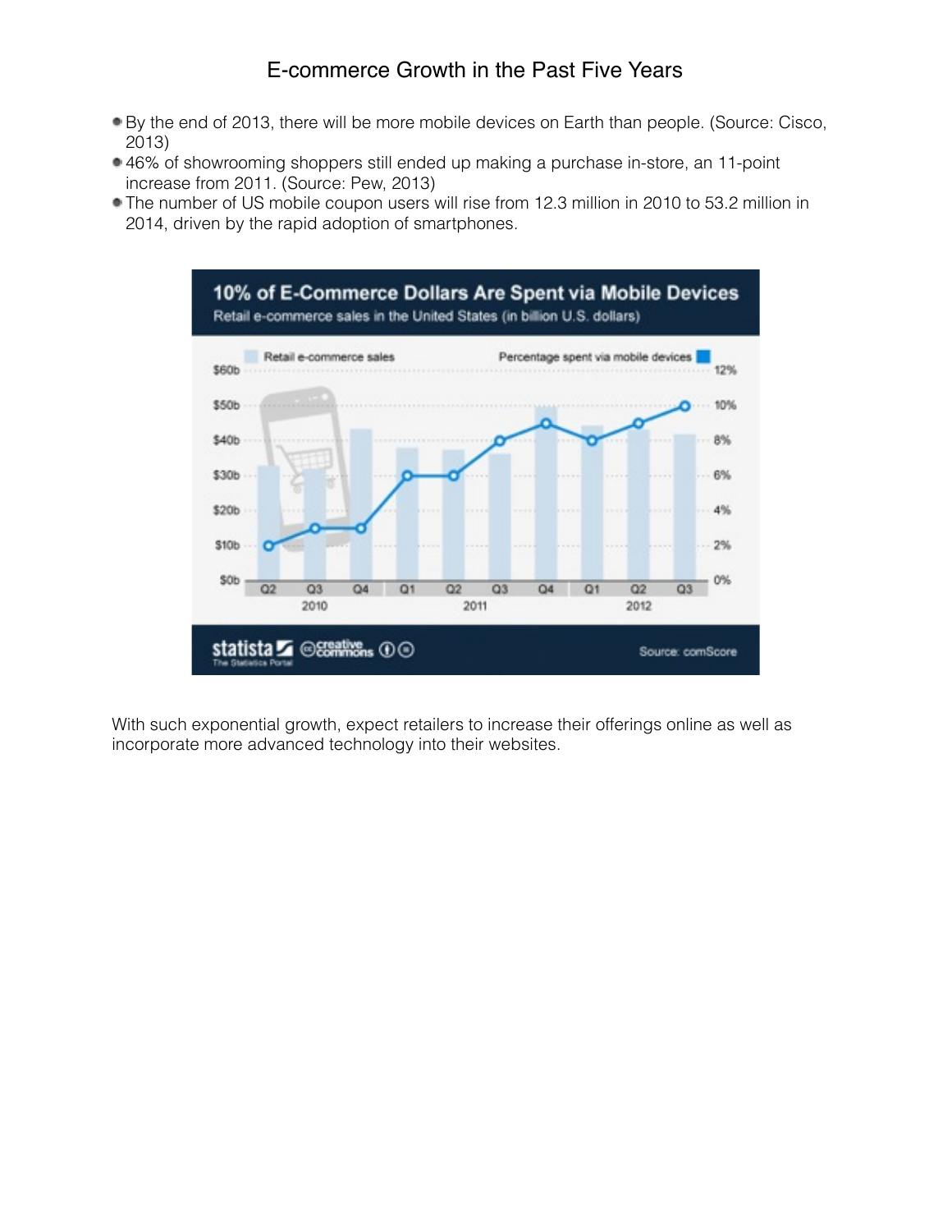# E-commerce Growth in the Past Five Years

- By the end of 2013, there will be more mobile devices on Earth than people. (Source: Cisco, 2013)
- 46% of showrooming shoppers still ended up making a purchase in-store, an 11-point increase from 2011. (Source: Pew, 2013)
- The number of US mobile coupon users will rise from 12.3 million in 2010 to 53.2 million in 2014, driven by the rapid adoption of smartphones.

**10% of E-Commerce Dollars Are Spent via Mobile Devices**

Retail e-commerce sales in the United States (in billion U.S. dollars)

Retail e-commerce sales

Percentage spent via mobile devices

$60b
$50b
$40b
$30b
$20b
$10b
$0b

12%
10%
8%
6%
4%
2%
0%

Q2 Q3 Q4 Q1 Q2 Q3 Q4 Q1 Q2 Q3

2010 2011 2012

statista The Statistics Portal

Source: comScore

With such exponential growth, expect retailers to increase their offerings online as well as incorporate more advanced technology into their websites.